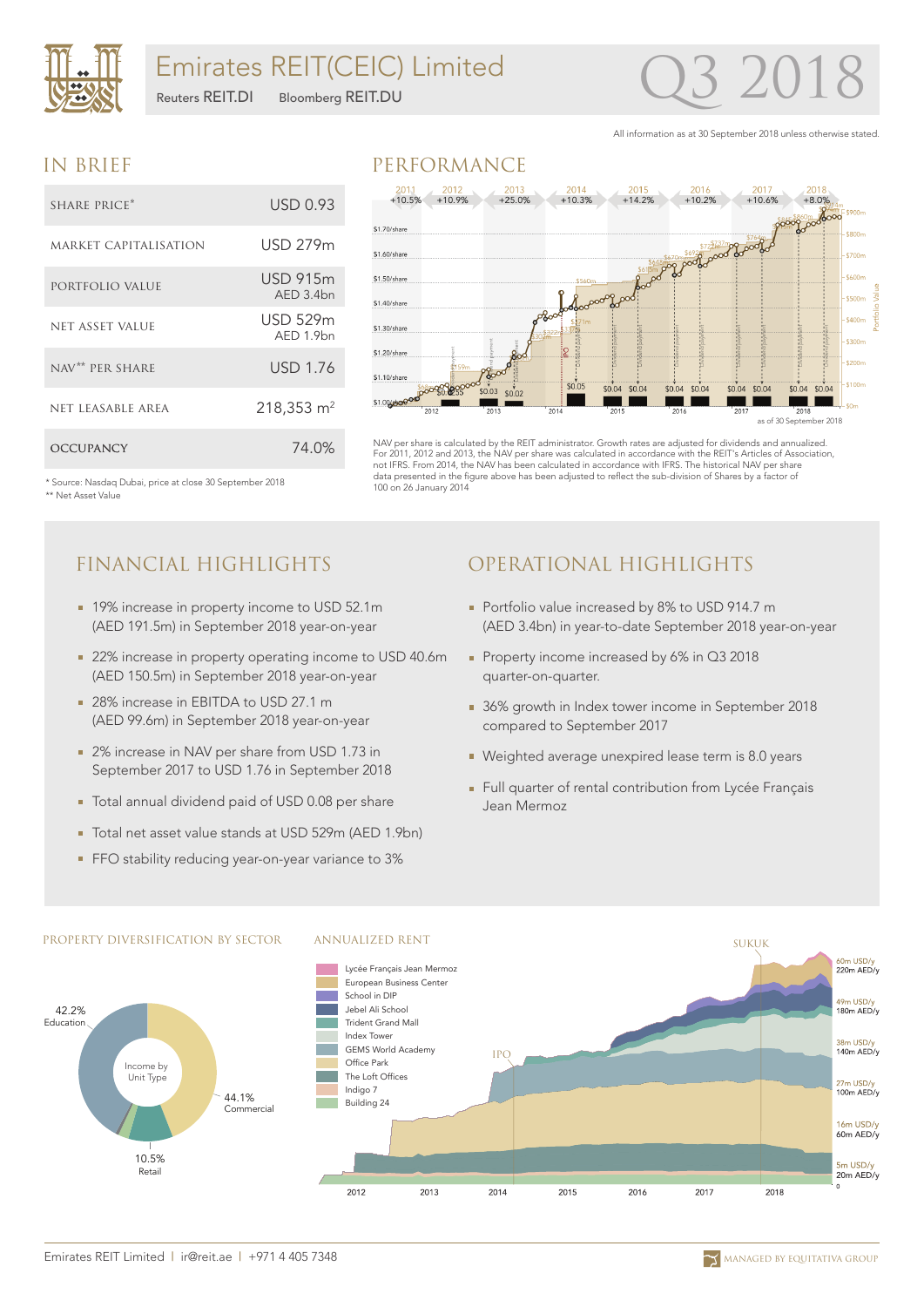# Emirates REIT(CEIC) Limited

Reuters REIT.DI Bloomberg REIT.DU

# Q3 2018

All information as at 30 September 2018 unless otherwise stated.

## IN BRIEF

| | |
|---|---|
| SHARE PRICE* | USD 0.93 |
| MARKET CAPITALISATION | USD 279m |
| PORTFOLIO VALUE | USD 915m AED 3.4bn |
| NET ASSET VALUE | USD 529m AED 1.9bn |
| NAV** PER SHARE | USD 1.76 |
| NET LEASABLE AREA | 218,353 m² |
| OCCUPANCY | 74.0% |

\* Source: Nasdaq Dubai, price at close 30 September 2018
** Net Asset Value

## PERFORMANCE

NAV per share is calculated by the REIT administrator. Growth rates are adjusted for dividends and annualized. For 2011, 2012 and 2013, the NAV per share was calculated in accordance with the REIT's Articles of Association, not IFRS. From 2014, the NAV has been calculated in accordance with IFRS. The historical NAV per share data presented in the figure above has been adjusted to reflect the sub-division of Shares by a factor of 100 on 26 January 2014

## FINANCIAL HIGHLIGHTS

- 19% increase in property income to USD 52.1m (AED 191.5m) in September 2018 year-on-year
- 22% increase in property operating income to USD 40.6m (AED 150.5m) in September 2018 year-on-year
- 28% increase in EBITDA to USD 27.1 m (AED 99.6m) in September 2018 year-on-year
- 2% increase in NAV per share from USD 1.73 in September 2017 to USD 1.76 in September 2018
- Total annual dividend paid of USD 0.08 per share
- Total net asset value stands at USD 529m (AED 1.9bn)
- FFO stability reducing year-on-year variance to 3%

## OPERATIONAL HIGHLIGHTS

- Portfolio value increased by 8% to USD 914.7 m (AED 3.4bn) in year-to-date September 2018 year-on-year
- Property income increased by 6% in Q3 2018 quarter-on-quarter.
- 36% growth in Index tower income in September 2018 compared to September 2017
- Weighted average unexpired lease term is 8.0 years
- Full quarter of rental contribution from Lycée Français Jean Mermoz

### PROPERTY DIVERSIFICATION BY SECTOR

Income by Unit Type: 42.2% Education; 44.1% Commercial; 10.5% Retail

### ANNUALIZED RENT

Lycée Français Jean Mermoz, European Business Center, School in DIP, Jebel Ali School, Trident Grand Mall, Index Tower, GEMS World Academy, Office Park, The Loft Offices, Indigo 7, Building 24

Emirates REIT Limited | ir@reit.ae | +971 4 405 7348

MANAGED BY EQUITATIVA GROUP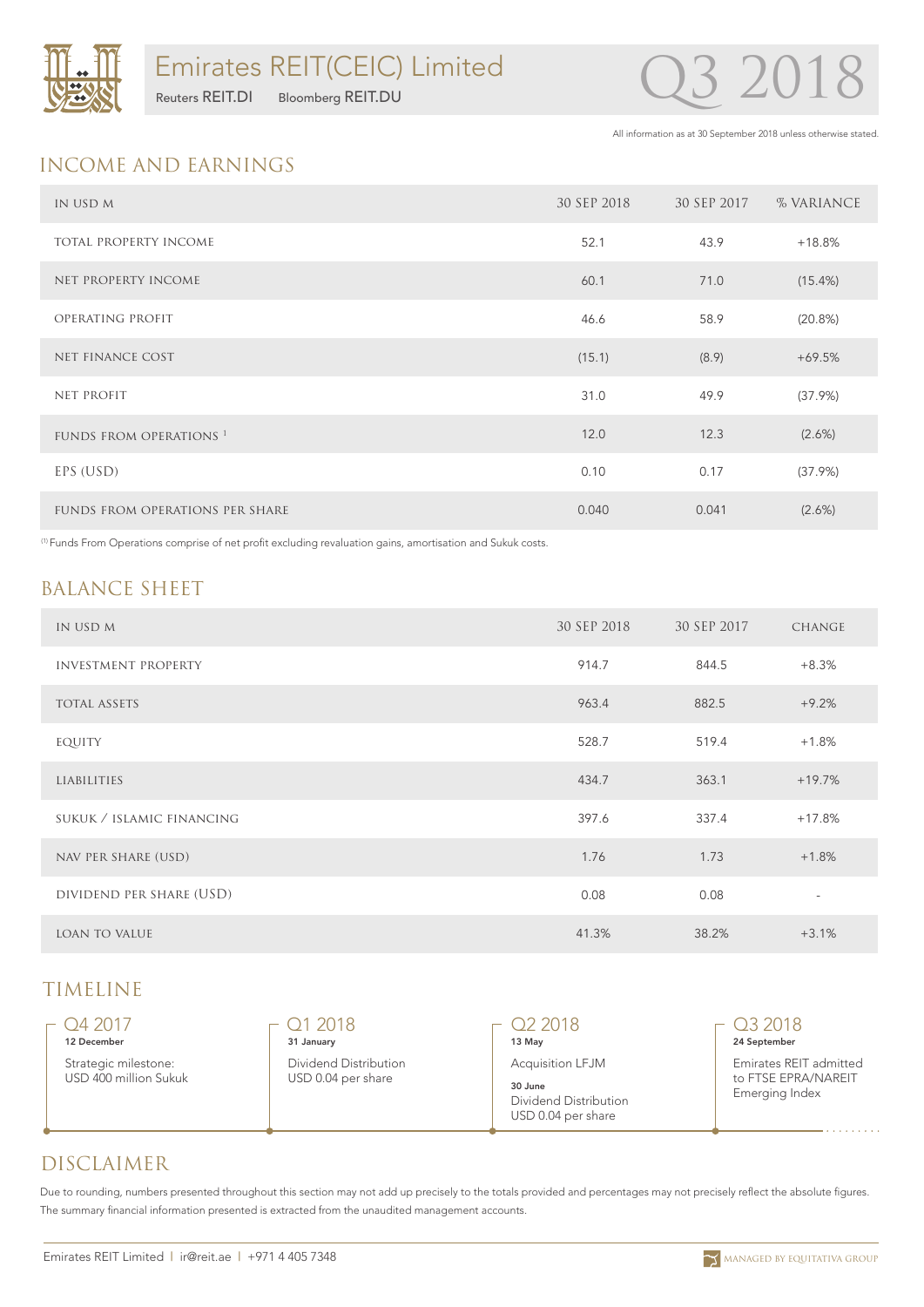# Emirates REIT(CEIC) Limited

Reuters REIT.DI   Bloomberg REIT.DU

# Q3 2018

All information as at 30 September 2018 unless otherwise stated.

## INCOME AND EARNINGS

| IN USD M | 30 SEP 2018 | 30 SEP 2017 | % VARIANCE |
|---|---|---|---|
| TOTAL PROPERTY INCOME | 52.1 | 43.9 | +18.8% |
| NET PROPERTY INCOME | 60.1 | 71.0 | (15.4%) |
| OPERATING PROFIT | 46.6 | 58.9 | (20.8%) |
| NET FINANCE COST | (15.1) | (8.9) | +69.5% |
| NET PROFIT | 31.0 | 49.9 | (37.9%) |
| FUNDS FROM OPERATIONS [1] | 12.0 | 12.3 | (2.6%) |
| EPS (USD) | 0.10 | 0.17 | (37.9%) |
| FUNDS FROM OPERATIONS PER SHARE | 0.040 | 0.041 | (2.6%) |

[1] Funds From Operations comprise of net profit excluding revaluation gains, amortisation and Sukuk costs.

## BALANCE SHEET

| IN USD M | 30 SEP 2018 | 30 SEP 2017 | CHANGE |
|---|---|---|---|
| INVESTMENT PROPERTY | 914.7 | 844.5 | +8.3% |
| TOTAL ASSETS | 963.4 | 882.5 | +9.2% |
| EQUITY | 528.7 | 519.4 | +1.8% |
| LIABILITIES | 434.7 | 363.1 | +19.7% |
| SUKUK / ISLAMIC FINANCING | 397.6 | 337.4 | +17.8% |
| NAV PER SHARE (USD) | 1.76 | 1.73 | +1.8% |
| DIVIDEND PER SHARE (USD) | 0.08 | 0.08 | - |
| LOAN TO VALUE | 41.3% | 38.2% | +3.1% |

## TIMELINE

**Q4 2017**
12 December
Strategic milestone: USD 400 million Sukuk

**Q1 2018**
31 January
Dividend Distribution USD 0.04 per share

**Q2 2018**
13 May
Acquisition LFJM

30 June
Dividend Distribution USD 0.04 per share

**Q3 2018**
24 September
Emirates REIT admitted to FTSE EPRA/NAREIT Emerging Index

## DISCLAIMER

Due to rounding, numbers presented throughout this section may not add up precisely to the totals provided and percentages may not precisely reflect the absolute figures. The summary financial information presented is extracted from the unaudited management accounts.

Emirates REIT Limited | ir@reit.ae | +971 4 405 7348

MANAGED BY EQUITATIVA GROUP